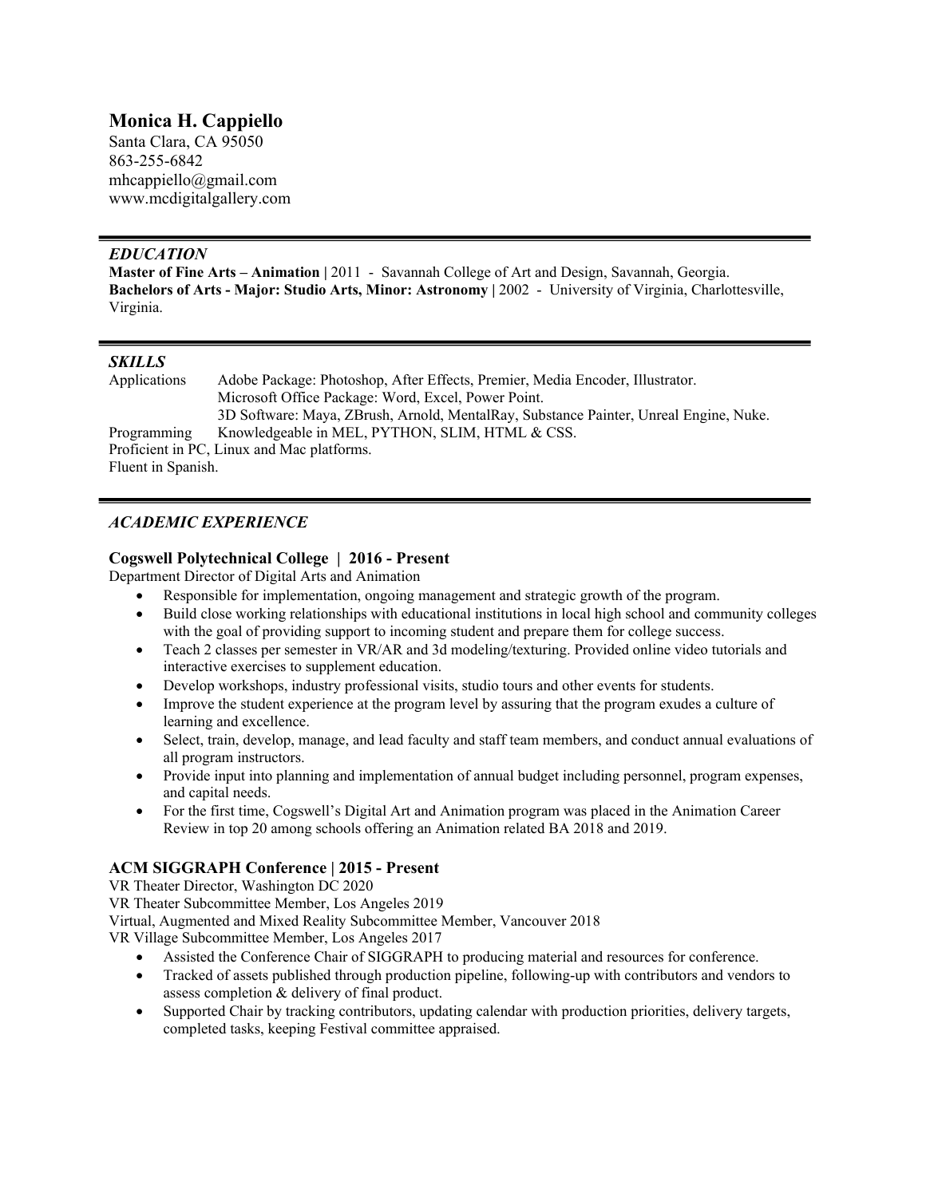# Monica H. Cappiello

Santa Clara, CA 95050
863-255-6842
mhcappiello@gmail.com
www.mcdigitalgallery.com

## *EDUCATION*

**Master of Fine Arts – Animation |** 2011 - Savannah College of Art and Design, Savannah, Georgia.
**Bachelors of Arts - Major: Studio Arts, Minor: Astronomy |** 2002 - University of Virginia, Charlottesville, Virginia.

## *SKILLS*

Applications Adobe Package: Photoshop, After Effects, Premier, Media Encoder, Illustrator.
Microsoft Office Package: Word, Excel, Power Point.
3D Software: Maya, ZBrush, Arnold, MentalRay, Substance Painter, Unreal Engine, Nuke.
Programming Knowledgeable in MEL, PYTHON, SLIM, HTML & CSS.
Proficient in PC, Linux and Mac platforms.
Fluent in Spanish.

## *ACADEMIC EXPERIENCE*

### Cogswell Polytechnical College | 2016 - Present

Department Director of Digital Arts and Animation

- Responsible for implementation, ongoing management and strategic growth of the program.
- Build close working relationships with educational institutions in local high school and community colleges with the goal of providing support to incoming student and prepare them for college success.
- Teach 2 classes per semester in VR/AR and 3d modeling/texturing. Provided online video tutorials and interactive exercises to supplement education.
- Develop workshops, industry professional visits, studio tours and other events for students.
- Improve the student experience at the program level by assuring that the program exudes a culture of learning and excellence.
- Select, train, develop, manage, and lead faculty and staff team members, and conduct annual evaluations of all program instructors.
- Provide input into planning and implementation of annual budget including personnel, program expenses, and capital needs.
- For the first time, Cogswell's Digital Art and Animation program was placed in the Animation Career Review in top 20 among schools offering an Animation related BA 2018 and 2019.

### ACM SIGGRAPH Conference | 2015 - Present

VR Theater Director, Washington DC 2020
VR Theater Subcommittee Member, Los Angeles 2019
Virtual, Augmented and Mixed Reality Subcommittee Member, Vancouver 2018
VR Village Subcommittee Member, Los Angeles 2017

- Assisted the Conference Chair of SIGGRAPH to producing material and resources for conference.
- Tracked of assets published through production pipeline, following-up with contributors and vendors to assess completion & delivery of final product.
- Supported Chair by tracking contributors, updating calendar with production priorities, delivery targets, completed tasks, keeping Festival committee appraised.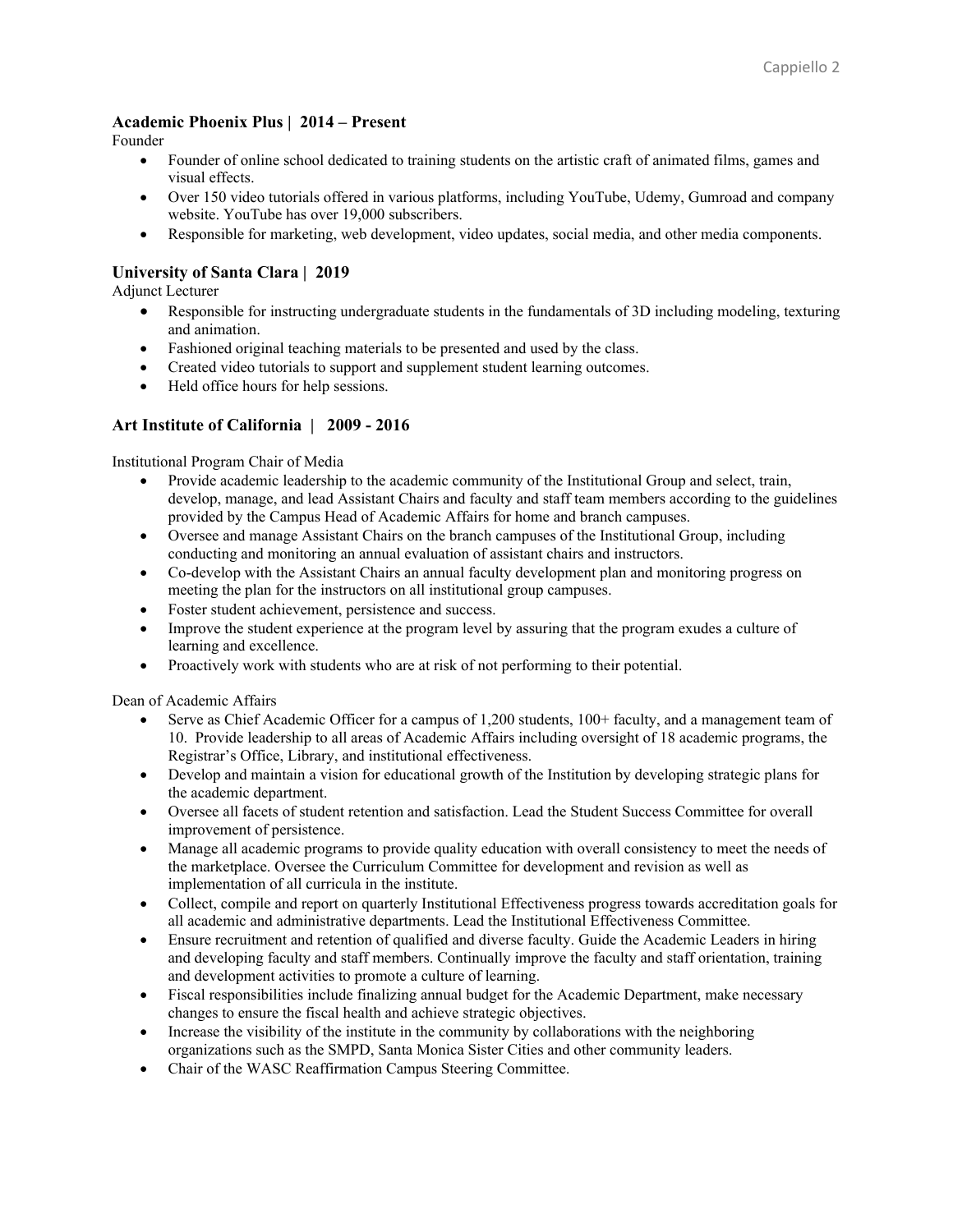### Academic Phoenix Plus | 2014 – Present

Founder

- Founder of online school dedicated to training students on the artistic craft of animated films, games and visual effects.
- Over 150 video tutorials offered in various platforms, including YouTube, Udemy, Gumroad and company website. YouTube has over 19,000 subscribers.
- Responsible for marketing, web development, video updates, social media, and other media components.

### University of Santa Clara | 2019

Adjunct Lecturer

- Responsible for instructing undergraduate students in the fundamentals of 3D including modeling, texturing and animation.
- Fashioned original teaching materials to be presented and used by the class.
- Created video tutorials to support and supplement student learning outcomes.
- Held office hours for help sessions.

### Art Institute of California | 2009 - 2016

Institutional Program Chair of Media

- Provide academic leadership to the academic community of the Institutional Group and select, train, develop, manage, and lead Assistant Chairs and faculty and staff team members according to the guidelines provided by the Campus Head of Academic Affairs for home and branch campuses.
- Oversee and manage Assistant Chairs on the branch campuses of the Institutional Group, including conducting and monitoring an annual evaluation of assistant chairs and instructors.
- Co-develop with the Assistant Chairs an annual faculty development plan and monitoring progress on meeting the plan for the instructors on all institutional group campuses.
- Foster student achievement, persistence and success.
- Improve the student experience at the program level by assuring that the program exudes a culture of learning and excellence.
- Proactively work with students who are at risk of not performing to their potential.

Dean of Academic Affairs

- Serve as Chief Academic Officer for a campus of 1,200 students, 100+ faculty, and a management team of 10. Provide leadership to all areas of Academic Affairs including oversight of 18 academic programs, the Registrar's Office, Library, and institutional effectiveness.
- Develop and maintain a vision for educational growth of the Institution by developing strategic plans for the academic department.
- Oversee all facets of student retention and satisfaction. Lead the Student Success Committee for overall improvement of persistence.
- Manage all academic programs to provide quality education with overall consistency to meet the needs of the marketplace. Oversee the Curriculum Committee for development and revision as well as implementation of all curricula in the institute.
- Collect, compile and report on quarterly Institutional Effectiveness progress towards accreditation goals for all academic and administrative departments. Lead the Institutional Effectiveness Committee.
- Ensure recruitment and retention of qualified and diverse faculty. Guide the Academic Leaders in hiring and developing faculty and staff members. Continually improve the faculty and staff orientation, training and development activities to promote a culture of learning.
- Fiscal responsibilities include finalizing annual budget for the Academic Department, make necessary changes to ensure the fiscal health and achieve strategic objectives.
- Increase the visibility of the institute in the community by collaborations with the neighboring organizations such as the SMPD, Santa Monica Sister Cities and other community leaders.
- Chair of the WASC Reaffirmation Campus Steering Committee.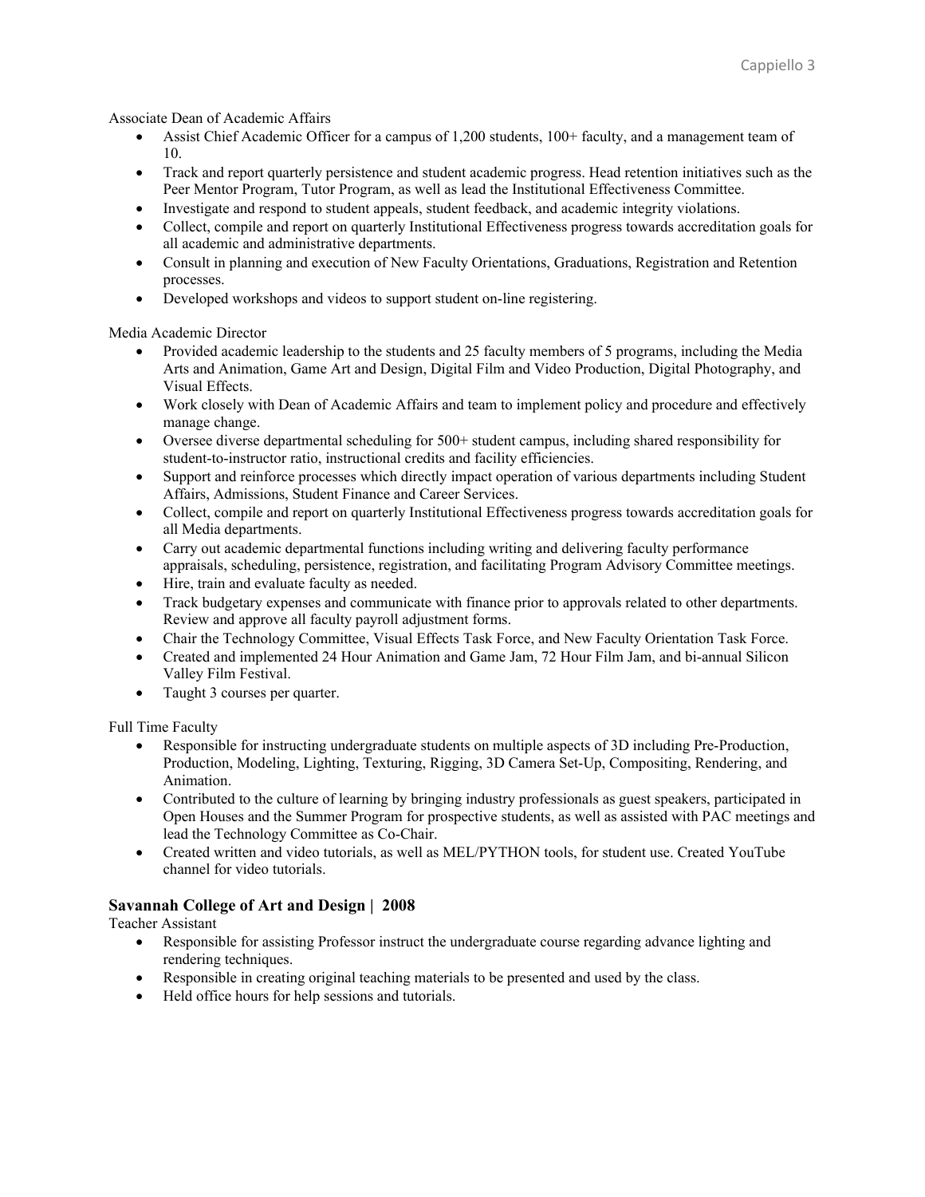Associate Dean of Academic Affairs

- Assist Chief Academic Officer for a campus of 1,200 students, 100+ faculty, and a management team of 10.
- Track and report quarterly persistence and student academic progress. Head retention initiatives such as the Peer Mentor Program, Tutor Program, as well as lead the Institutional Effectiveness Committee.
- Investigate and respond to student appeals, student feedback, and academic integrity violations.
- Collect, compile and report on quarterly Institutional Effectiveness progress towards accreditation goals for all academic and administrative departments.
- Consult in planning and execution of New Faculty Orientations, Graduations, Registration and Retention processes.
- Developed workshops and videos to support student on-line registering.

Media Academic Director

- Provided academic leadership to the students and 25 faculty members of 5 programs, including the Media Arts and Animation, Game Art and Design, Digital Film and Video Production, Digital Photography, and Visual Effects.
- Work closely with Dean of Academic Affairs and team to implement policy and procedure and effectively manage change.
- Oversee diverse departmental scheduling for 500+ student campus, including shared responsibility for student-to-instructor ratio, instructional credits and facility efficiencies.
- Support and reinforce processes which directly impact operation of various departments including Student Affairs, Admissions, Student Finance and Career Services.
- Collect, compile and report on quarterly Institutional Effectiveness progress towards accreditation goals for all Media departments.
- Carry out academic departmental functions including writing and delivering faculty performance appraisals, scheduling, persistence, registration, and facilitating Program Advisory Committee meetings.
- Hire, train and evaluate faculty as needed.
- Track budgetary expenses and communicate with finance prior to approvals related to other departments. Review and approve all faculty payroll adjustment forms.
- Chair the Technology Committee, Visual Effects Task Force, and New Faculty Orientation Task Force.
- Created and implemented 24 Hour Animation and Game Jam, 72 Hour Film Jam, and bi-annual Silicon Valley Film Festival.
- Taught 3 courses per quarter.

Full Time Faculty

- Responsible for instructing undergraduate students on multiple aspects of 3D including Pre-Production, Production, Modeling, Lighting, Texturing, Rigging, 3D Camera Set-Up, Compositing, Rendering, and Animation.
- Contributed to the culture of learning by bringing industry professionals as guest speakers, participated in Open Houses and the Summer Program for prospective students, as well as assisted with PAC meetings and lead the Technology Committee as Co-Chair.
- Created written and video tutorials, as well as MEL/PYTHON tools, for student use. Created YouTube channel for video tutorials.

### Savannah College of Art and Design | 2008

Teacher Assistant

- Responsible for assisting Professor instruct the undergraduate course regarding advance lighting and rendering techniques.
- Responsible in creating original teaching materials to be presented and used by the class.
- Held office hours for help sessions and tutorials.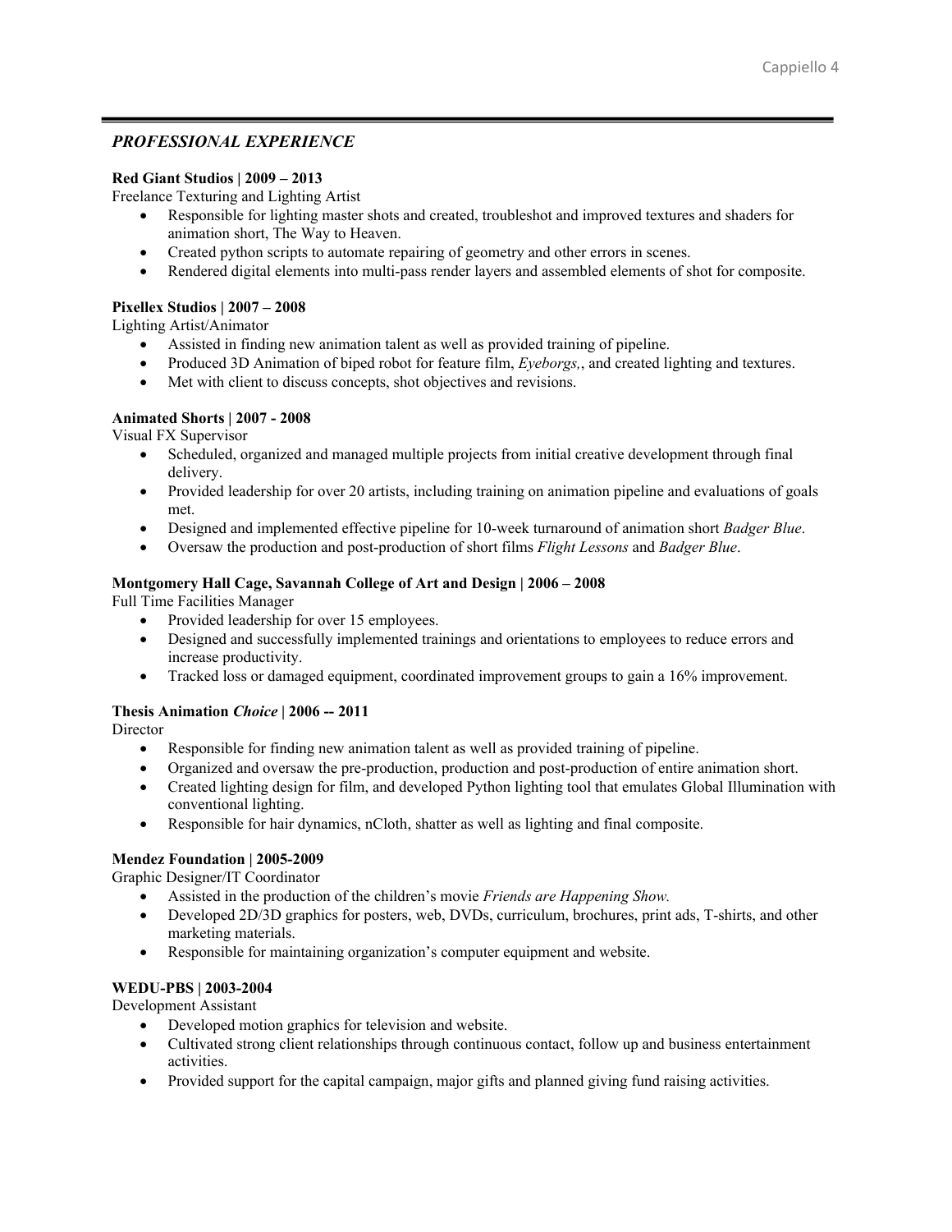## *PROFESSIONAL EXPERIENCE*

**Red Giant Studios | 2009 – 2013**
Freelance Texturing and Lighting Artist

- Responsible for lighting master shots and created, troubleshot and improved textures and shaders for animation short, The Way to Heaven.
- Created python scripts to automate repairing of geometry and other errors in scenes.
- Rendered digital elements into multi-pass render layers and assembled elements of shot for composite.

**Pixellex Studios | 2007 – 2008**
Lighting Artist/Animator

- Assisted in finding new animation talent as well as provided training of pipeline.
- Produced 3D Animation of biped robot for feature film, *Eyeborgs,*, and created lighting and textures.
- Met with client to discuss concepts, shot objectives and revisions.

**Animated Shorts | 2007 - 2008**
Visual FX Supervisor

- Scheduled, organized and managed multiple projects from initial creative development through final delivery.
- Provided leadership for over 20 artists, including training on animation pipeline and evaluations of goals met.
- Designed and implemented effective pipeline for 10-week turnaround of animation short *Badger Blue*.
- Oversaw the production and post-production of short films *Flight Lessons* and *Badger Blue*.

**Montgomery Hall Cage, Savannah College of Art and Design | 2006 – 2008**
Full Time Facilities Manager

- Provided leadership for over 15 employees.
- Designed and successfully implemented trainings and orientations to employees to reduce errors and increase productivity.
- Tracked loss or damaged equipment, coordinated improvement groups to gain a 16% improvement.

**Thesis Animation *Choice* | 2006 -- 2011**
Director

- Responsible for finding new animation talent as well as provided training of pipeline.
- Organized and oversaw the pre-production, production and post-production of entire animation short.
- Created lighting design for film, and developed Python lighting tool that emulates Global Illumination with conventional lighting.
- Responsible for hair dynamics, nCloth, shatter as well as lighting and final composite.

**Mendez Foundation | 2005-2009**
Graphic Designer/IT Coordinator

- Assisted in the production of the children's movie *Friends are Happening Show.*
- Developed 2D/3D graphics for posters, web, DVDs, curriculum, brochures, print ads, T-shirts, and other marketing materials.
- Responsible for maintaining organization's computer equipment and website.

**WEDU-PBS | 2003-2004**
Development Assistant

- Developed motion graphics for television and website.
- Cultivated strong client relationships through continuous contact, follow up and business entertainment activities.
- Provided support for the capital campaign, major gifts and planned giving fund raising activities.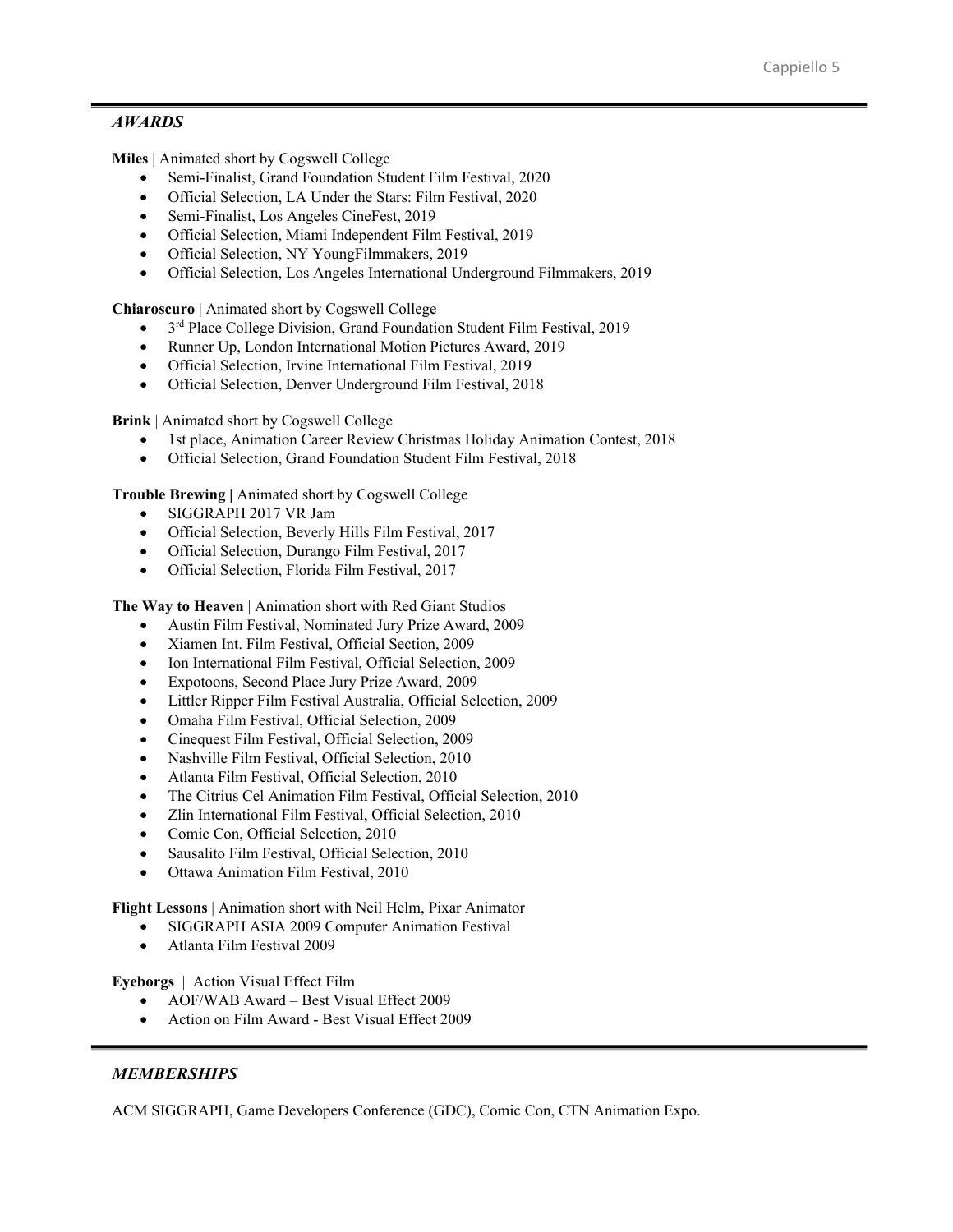## *AWARDS*

**Miles** | Animated short by Cogswell College

- Semi-Finalist, Grand Foundation Student Film Festival, 2020
- Official Selection, LA Under the Stars: Film Festival, 2020
- Semi-Finalist, Los Angeles CineFest, 2019
- Official Selection, Miami Independent Film Festival, 2019
- Official Selection, NY YoungFilmmakers, 2019
- Official Selection, Los Angeles International Underground Filmmakers, 2019

**Chiaroscuro** | Animated short by Cogswell College

- 3rd Place College Division, Grand Foundation Student Film Festival, 2019
- Runner Up, London International Motion Pictures Award, 2019
- Official Selection, Irvine International Film Festival, 2019
- Official Selection, Denver Underground Film Festival, 2018

**Brink** | Animated short by Cogswell College

- 1st place, Animation Career Review Christmas Holiday Animation Contest, 2018
- Official Selection, Grand Foundation Student Film Festival, 2018

**Trouble Brewing |** Animated short by Cogswell College

- SIGGRAPH 2017 VR Jam
- Official Selection, Beverly Hills Film Festival, 2017
- Official Selection, Durango Film Festival, 2017
- Official Selection, Florida Film Festival, 2017

**The Way to Heaven** | Animation short with Red Giant Studios

- Austin Film Festival, Nominated Jury Prize Award, 2009
- Xiamen Int. Film Festival, Official Section, 2009
- Ion International Film Festival, Official Selection, 2009
- Expotoons, Second Place Jury Prize Award, 2009
- Littler Ripper Film Festival Australia, Official Selection, 2009
- Omaha Film Festival, Official Selection, 2009
- Cinequest Film Festival, Official Selection, 2009
- Nashville Film Festival, Official Selection, 2010
- Atlanta Film Festival, Official Selection, 2010
- The Citrius Cel Animation Film Festival, Official Selection, 2010
- Zlin International Film Festival, Official Selection, 2010
- Comic Con, Official Selection, 2010
- Sausalito Film Festival, Official Selection, 2010
- Ottawa Animation Film Festival, 2010

**Flight Lessons** | Animation short with Neil Helm, Pixar Animator

- SIGGRAPH ASIA 2009 Computer Animation Festival
- Atlanta Film Festival 2009

**Eyeborgs** | Action Visual Effect Film

- AOF/WAB Award – Best Visual Effect 2009
- Action on Film Award - Best Visual Effect 2009

## *MEMBERSHIPS*

ACM SIGGRAPH, Game Developers Conference (GDC), Comic Con, CTN Animation Expo.